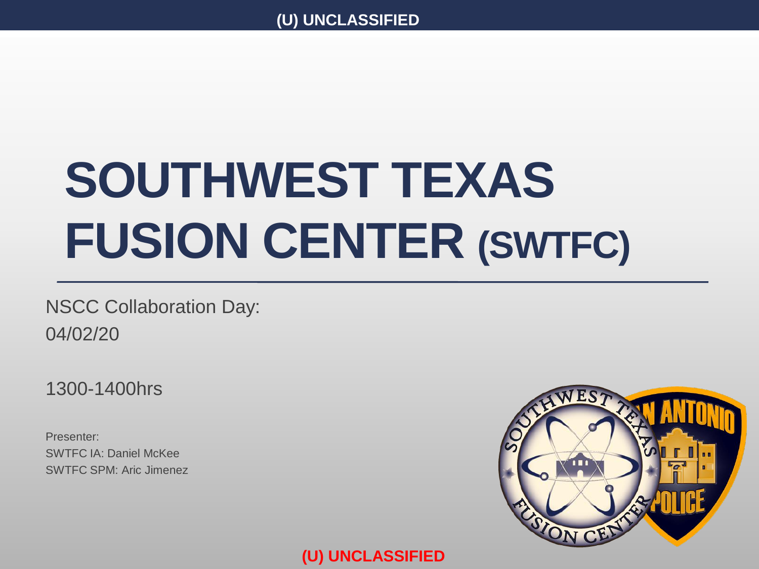(U) UNCLASSIFIED

# SOUTHWEST TEXAS FUSION CENTER (SWTFC)

NSCC Collaboration Day:
04/02/20

1300-1400hrs

Presenter:
SWTFC IA: Daniel McKee
SWTFC SPM: Aric Jimenez

(U) UNCLASSIFIED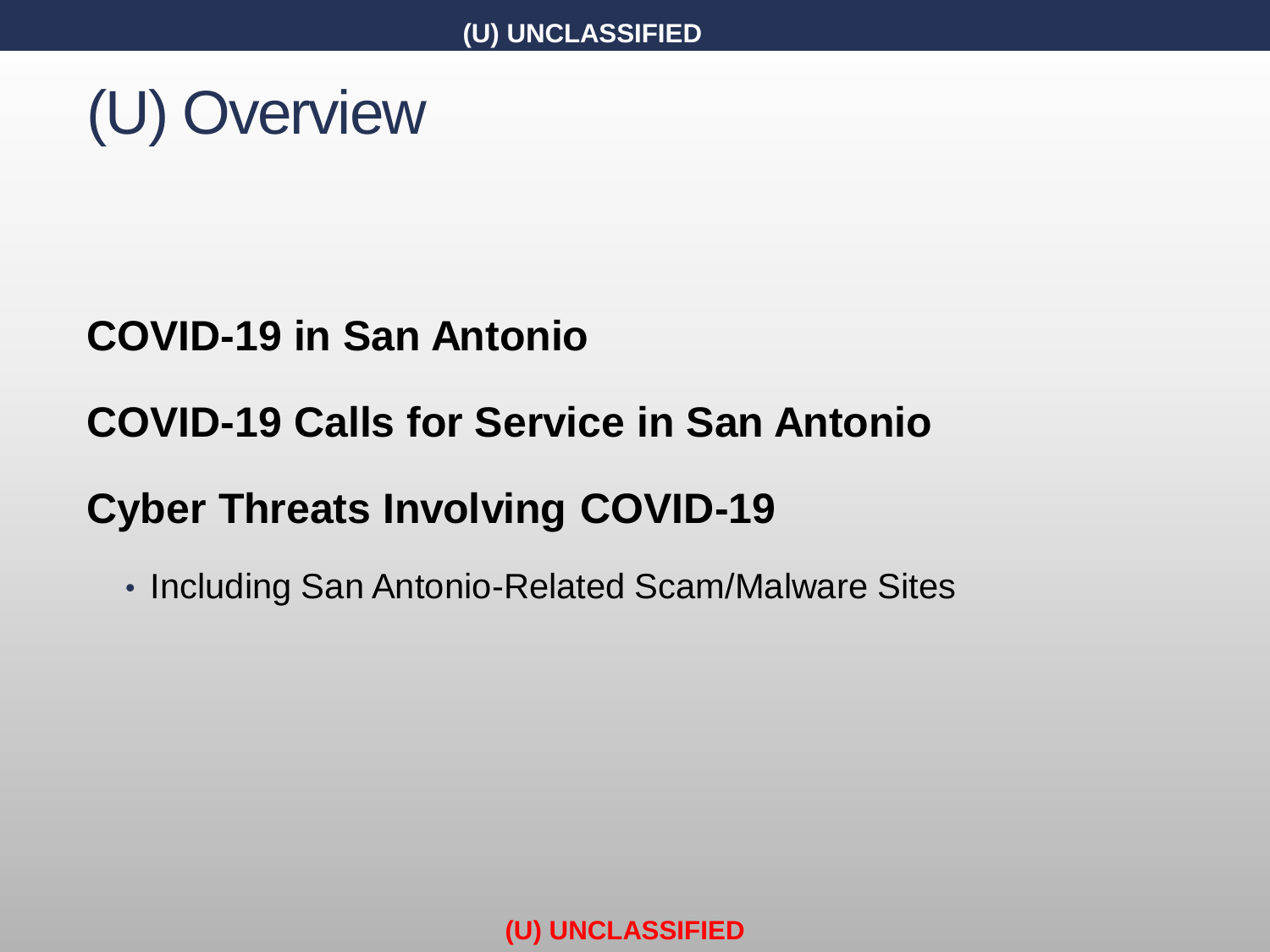# (U) Overview

**COVID-19 in San Antonio**

**COVID-19 Calls for Service in San Antonio**

**Cyber Threats Involving COVID-19**

- Including San Antonio-Related Scam/Malware Sites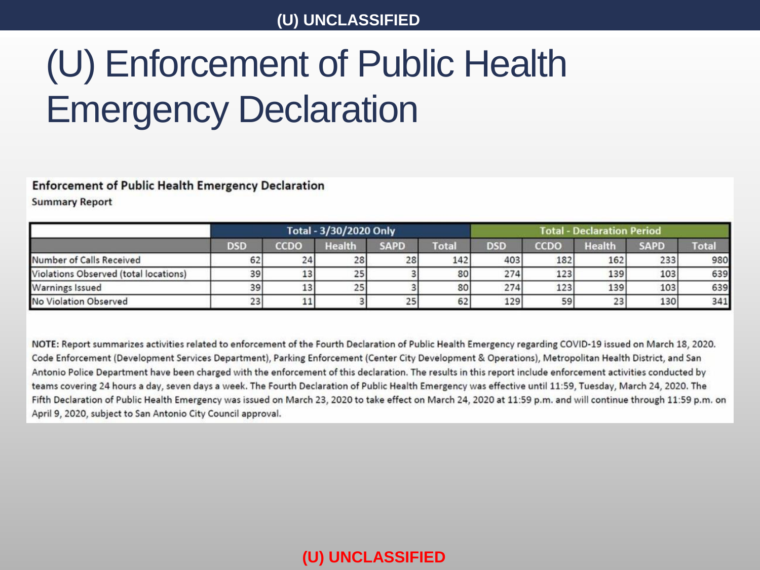# (U) Enforcement of Public Health Emergency Declaration

**Enforcement of Public Health Emergency Declaration**

**Summary Report**

| | Total - 3/30/2020 Only | | | | | Total - Declaration Period | | | | |
|---|---|---|---|---|---|---|---|---|---|---|
| | DSD | CCDO | Health | SAPD | Total | DSD | CCDO | Health | SAPD | Total |
| Number of Calls Received | 62 | 24 | 28 | 28 | 142 | 403 | 182 | 162 | 233 | 980 |
| Violations Observed (total locations) | 39 | 13 | 25 | 3 | 80 | 274 | 123 | 139 | 103 | 639 |
| Warnings Issued | 39 | 13 | 25 | 3 | 80 | 274 | 123 | 139 | 103 | 639 |
| No Violation Observed | 23 | 11 | 3 | 25 | 62 | 129 | 59 | 23 | 130 | 341 |

**NOTE:** Report summarizes activities related to enforcement of the Fourth Declaration of Public Health Emergency regarding COVID-19 issued on March 18, 2020. Code Enforcement (Development Services Department), Parking Enforcement (Center City Development & Operations), Metropolitan Health District, and San Antonio Police Department have been charged with the enforcement of this declaration. The results in this report include enforcement activities conducted by teams covering 24 hours a day, seven days a week. The Fourth Declaration of Public Health Emergency was effective until 11:59, Tuesday, March 24, 2020. The Fifth Declaration of Public Health Emergency was issued on March 23, 2020 to take effect on March 24, 2020 at 11:59 p.m. and will continue through 11:59 p.m. on April 9, 2020, subject to San Antonio City Council approval.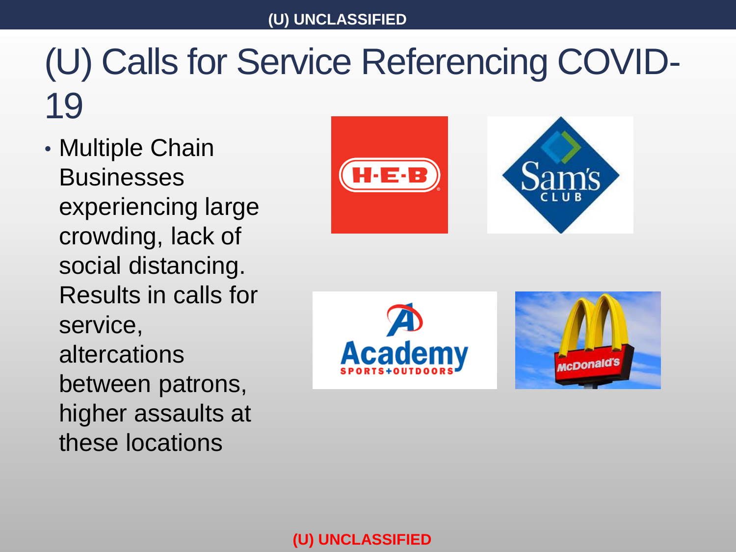# (U) Calls for Service Referencing COVID-19

- Multiple Chain Businesses experiencing large crowding, lack of social distancing. Results in calls for service, altercations between patrons, higher assaults at these locations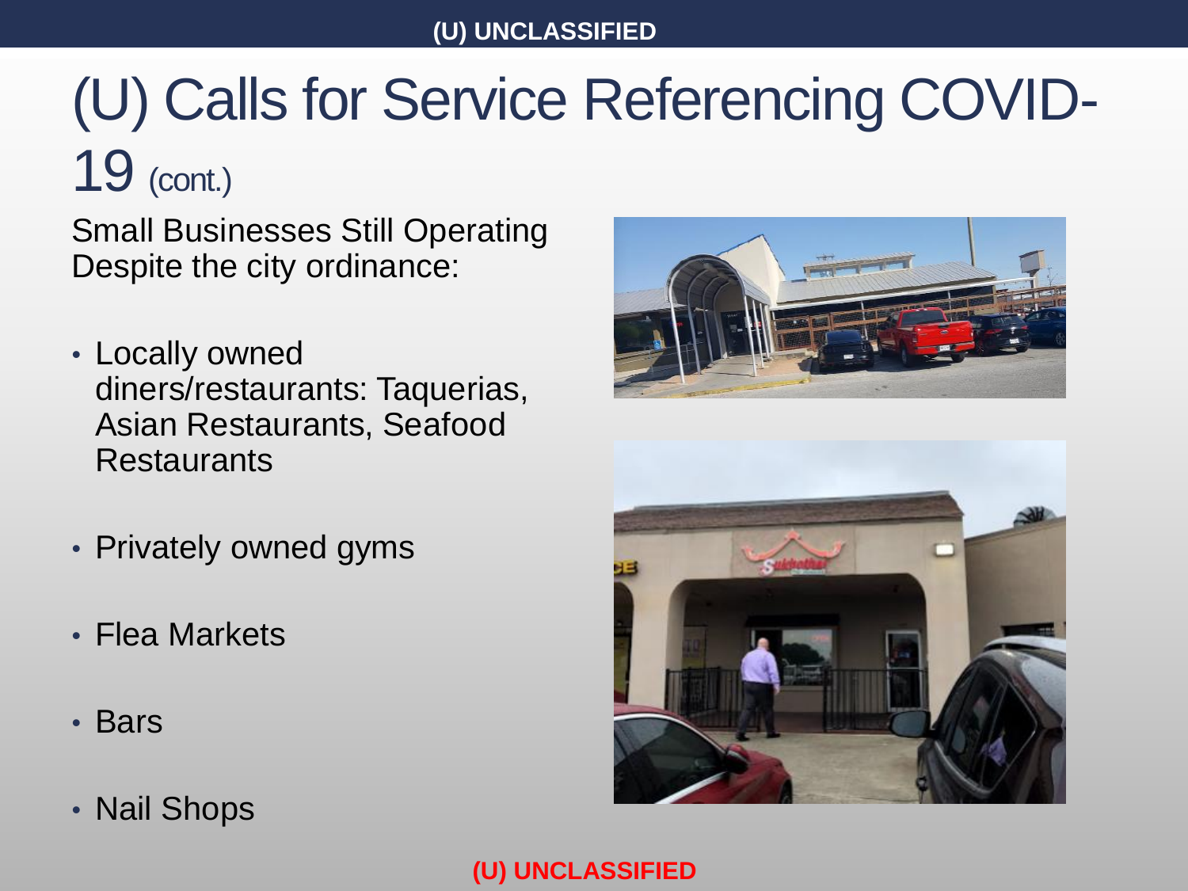# (U) Calls for Service Referencing COVID-19 (cont.)

Small Businesses Still Operating Despite the city ordinance:

- Locally owned diners/restaurants: Taquerias, Asian Restaurants, Seafood Restaurants
- Privately owned gyms
- Flea Markets
- Bars
- Nail Shops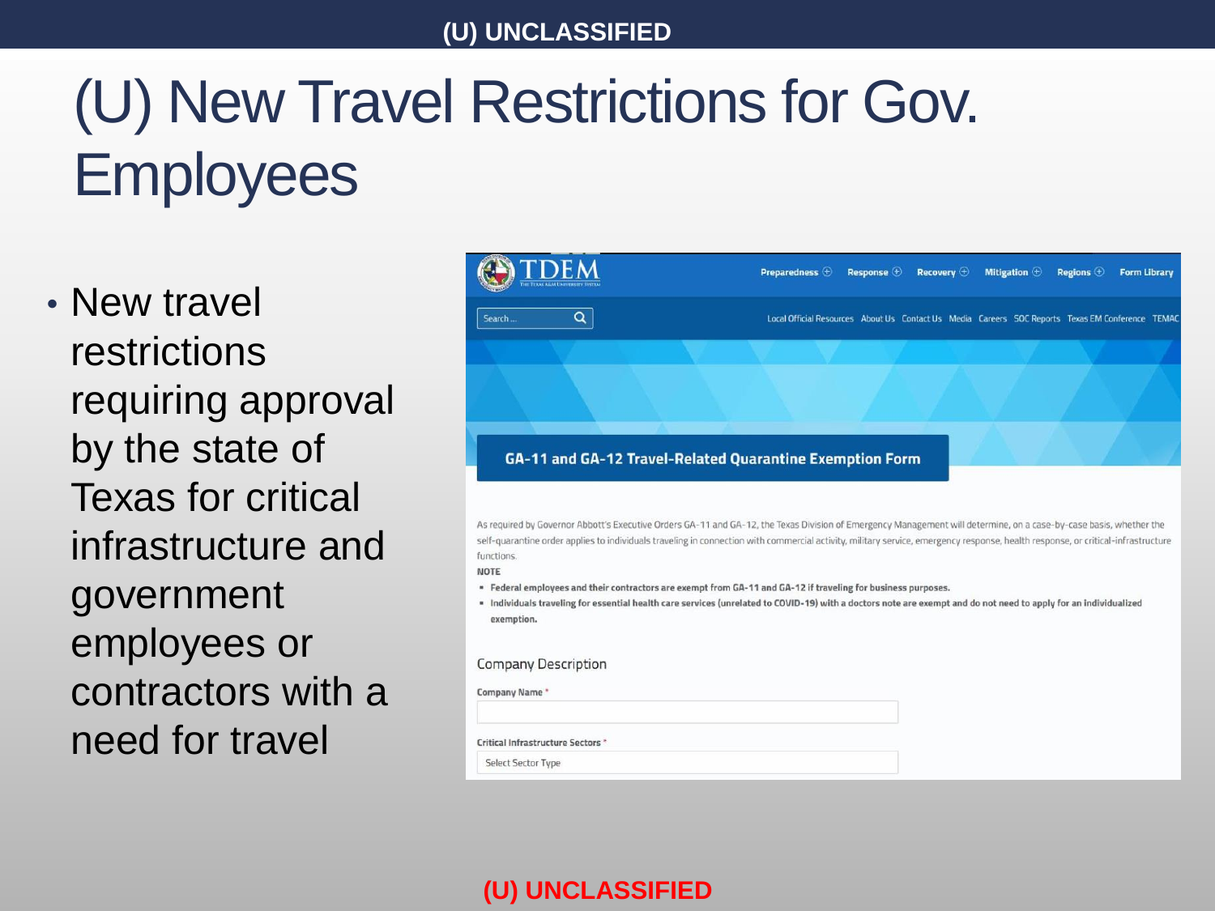# (U) New Travel Restrictions for Gov. Employees

- New travel restrictions requiring approval by the state of Texas for critical infrastructure and government employees or contractors with a need for travel

TDEM

Preparedness | Response | Recovery | Mitigation | Regions | Form Library

Search ...

Local Official Resources | About Us | Contact Us | Media | Careers | SOC Reports | Texas EM Conference | TEMAC

**GA-11 and GA-12 Travel-Related Quarantine Exemption Form**

As required by Governor Abbott's Executive Orders GA-11 and GA-12, the Texas Division of Emergency Management will determine, on a case-by-case basis, whether the self-quarantine order applies to individuals traveling in connection with commercial activity, military service, emergency response, health response, or critical-infrastructure functions.

**NOTE**

- **Federal employees and their contractors are exempt from GA-11 and GA-12 if traveling for business purposes.**
- **Individuals traveling for essential health care services (unrelated to COVID-19) with a doctors note are exempt and do not need to apply for an individualized exemption.**

Company Description

Company Name *

Critical Infrastructure Sectors *

Select Sector Type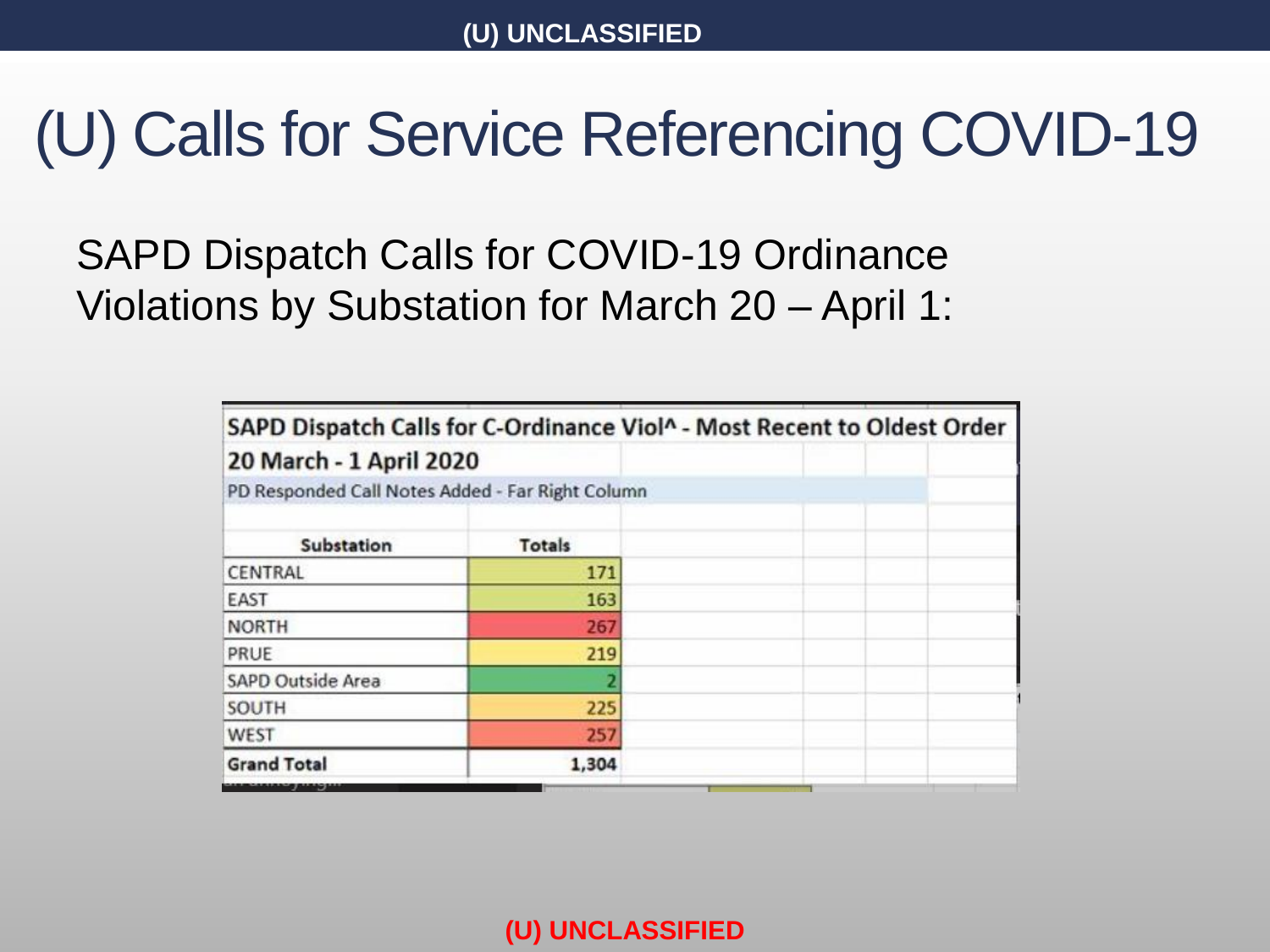(U) UNCLASSIFIED

# (U) Calls for Service Referencing COVID-19

SAPD Dispatch Calls for COVID-19 Ordinance Violations by Substation for March 20 – April 1:

**SAPD Dispatch Calls for C-Ordinance Viol^ - Most Recent to Oldest Order**

**20 March - 1 April 2020**

PD Responded Call Notes Added - Far Right Column

| Substation | Totals |
|---|---|
| CENTRAL | 171 |
| EAST | 163 |
| NORTH | 267 |
| PRUE | 219 |
| SAPD Outside Area | 2 |
| SOUTH | 225 |
| WEST | 257 |
| **Grand Total** | **1,304** |

(U) UNCLASSIFIED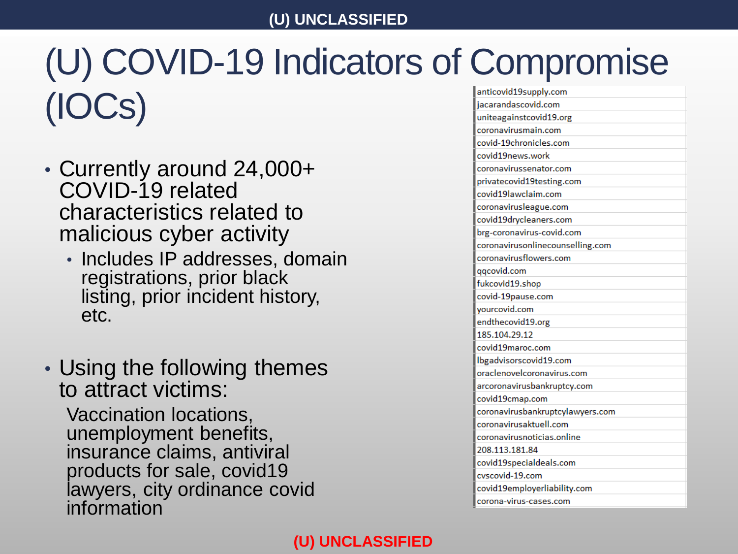(U) UNCLASSIFIED

# (U) COVID-19 Indicators of Compromise (IOCs)

- Currently around 24,000+ COVID-19 related characteristics related to malicious cyber activity
  - Includes IP addresses, domain registrations, prior black listing, prior incident history, etc.
- Using the following themes to attract victims:

  Vaccination locations, unemployment benefits, insurance claims, antiviral products for sale, covid19 lawyers, city ordinance covid information

| |
|---|
| anticovid19supply.com |
| jacarandascovid.com |
| uniteagainstcovid19.org |
| coronavirusmain.com |
| covid-19chronicles.com |
| covid19news.work |
| coronavirussenator.com |
| privatecovid19testing.com |
| covid19lawclaim.com |
| coronavirusleague.com |
| covid19drycleaners.com |
| brg-coronavirus-covid.com |
| coronavirusonlinecounselling.com |
| coronavirusflowers.com |
| qqcovid.com |
| fukcovid19.shop |
| covid-19pause.com |
| yourcovid.com |
| endthecovid19.org |
| 185.104.29.12 |
| covid19maroc.com |
| lbgadvisorscovid19.com |
| oraclenovelcoronavirus.com |
| arcoronavirusbankruptcy.com |
| covid19cmap.com |
| coronavirusbankruptcylawyers.com |
| coronavirusaktuell.com |
| coronavirusnoticias.online |
| 208.113.181.84 |
| covid19specialdeals.com |
| cvscovid-19.com |
| covid19employerliability.com |
| corona-virus-cases.com |

(U) UNCLASSIFIED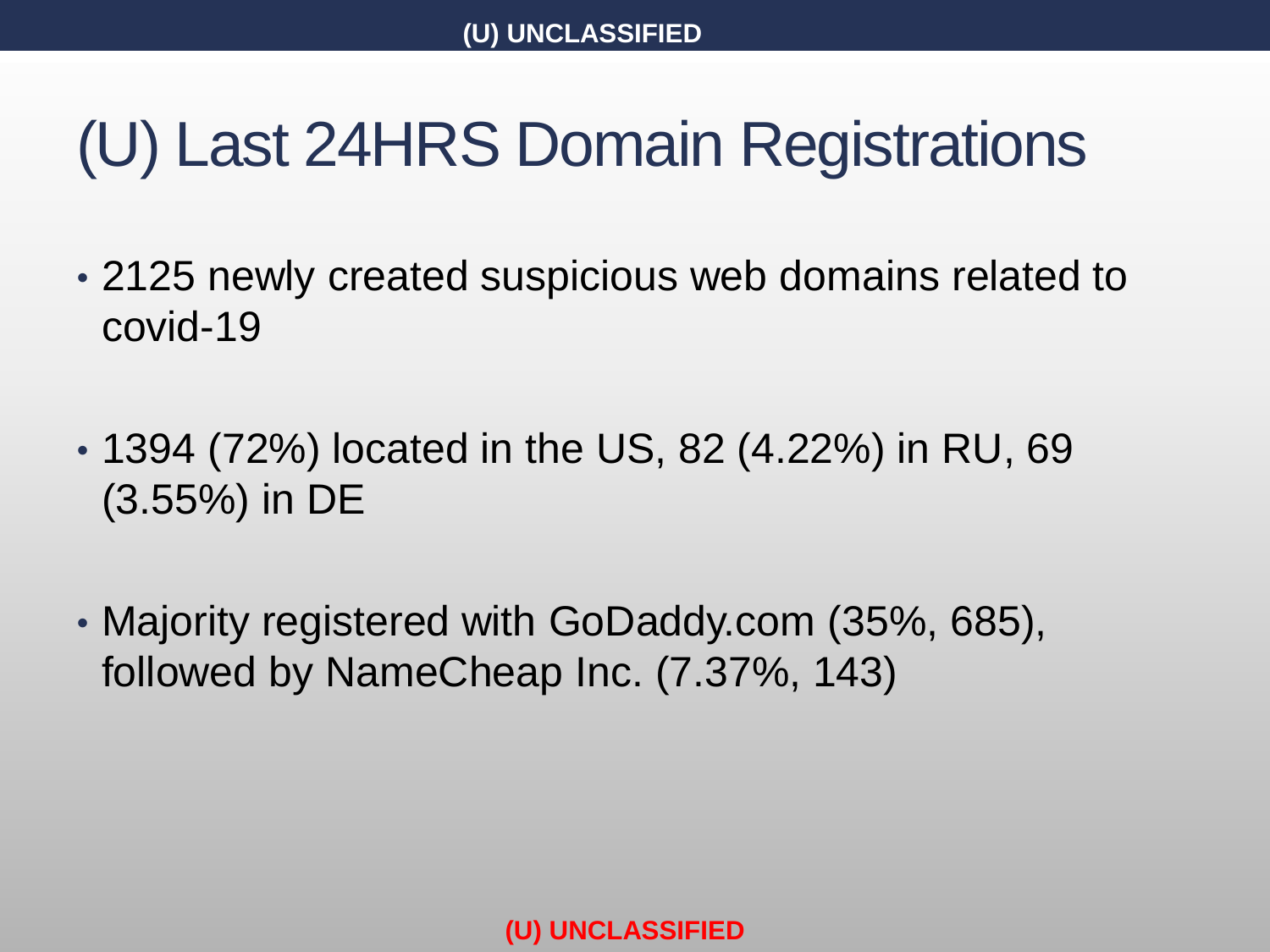# (U) Last 24HRS Domain Registrations

- 2125 newly created suspicious web domains related to covid-19
- 1394 (72%) located in the US, 82 (4.22%) in RU, 69 (3.55%) in DE
- Majority registered with GoDaddy.com (35%, 685), followed by NameCheap Inc. (7.37%, 143)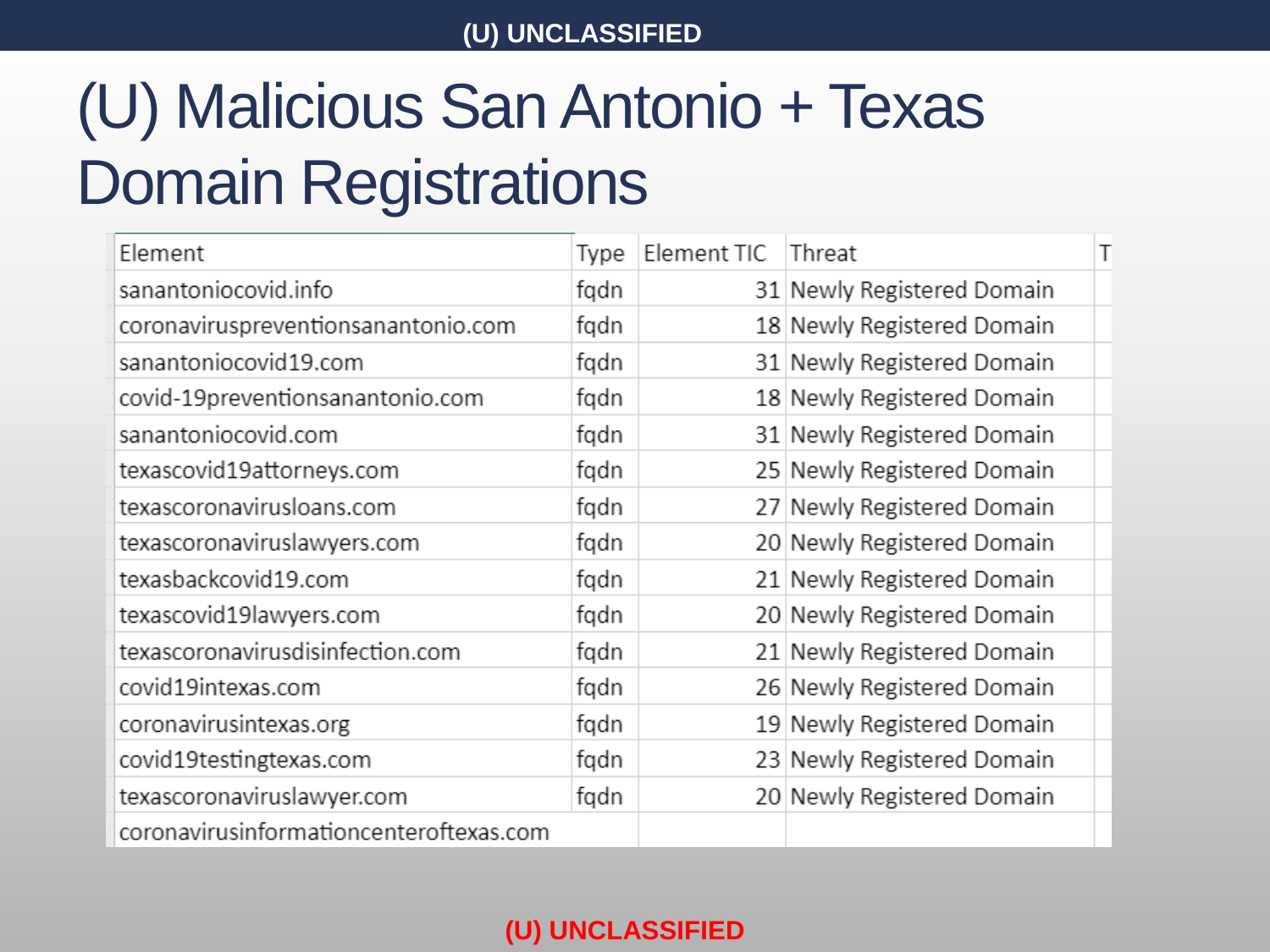(U) UNCLASSIFIED

# (U) Malicious San Antonio + Texas Domain Registrations

| Element | Type | Element TIC | Threat | T |
|---|---|---|---|---|
| sanantoniocovid.info | fqdn | 31 | Newly Registered Domain | |
| coronaviruspreventionsanantonio.com | fqdn | 18 | Newly Registered Domain | |
| sanantoniocovid19.com | fqdn | 31 | Newly Registered Domain | |
| covid-19preventionsanantonio.com | fqdn | 18 | Newly Registered Domain | |
| sanantoniocovid.com | fqdn | 31 | Newly Registered Domain | |
| texascovid19attorneys.com | fqdn | 25 | Newly Registered Domain | |
| texascoronavirusloans.com | fqdn | 27 | Newly Registered Domain | |
| texascoronaviruslawyers.com | fqdn | 20 | Newly Registered Domain | |
| texasbackcovid19.com | fqdn | 21 | Newly Registered Domain | |
| texascovid19lawyers.com | fqdn | 20 | Newly Registered Domain | |
| texascoronavirusdisinfection.com | fqdn | 21 | Newly Registered Domain | |
| covid19intexas.com | fqdn | 26 | Newly Registered Domain | |
| coronavirusintexas.org | fqdn | 19 | Newly Registered Domain | |
| covid19testingtexas.com | fqdn | 23 | Newly Registered Domain | |
| texascoronaviruslawyer.com | fqdn | 20 | Newly Registered Domain | |
| coronavirusinformationcenteroftexas.com | | | | |

(U) UNCLASSIFIED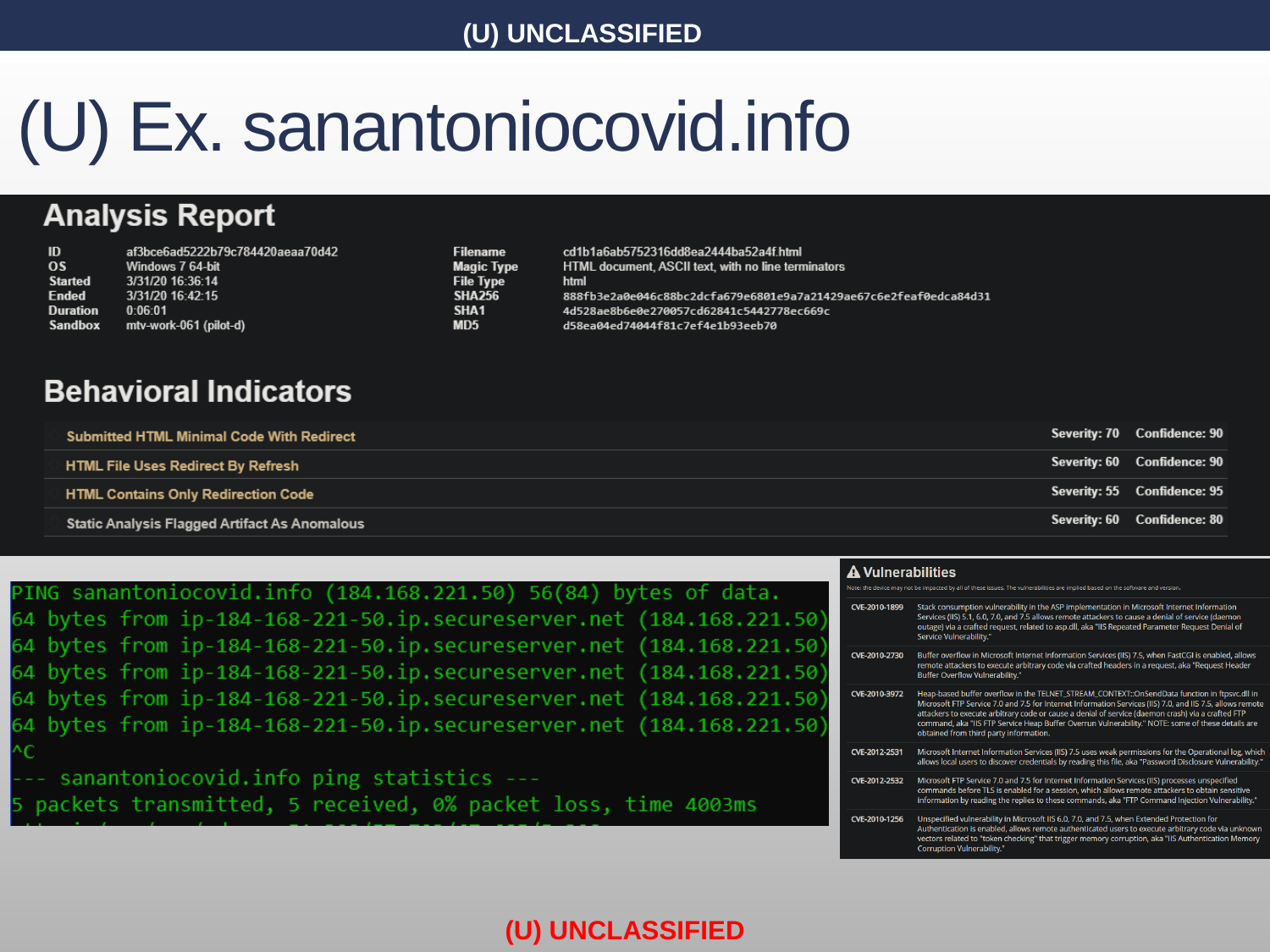# (U) Ex. sanantoniocovid.info

## Analysis Report

| | | | |
|---|---|---|---|
| ID | af3bce6ad5222b79c784420aeaa70d42 | Filename | cd1b1a6ab5752316dd8ea2444ba52a4f.html |
| OS | Windows 7 64-bit | Magic Type | HTML document, ASCII text, with no line terminators |
| Started | 3/31/20 16:36:14 | File Type | html |
| Ended | 3/31/20 16:42:15 | SHA256 | 888fb3e2a0e046c88bc2dcfa679e6801e9a7a21429ae67c6e2feaf0edca84d31 |
| Duration | 0:06:01 | SHA1 | 4d528ae8b6e0e270057cd62841c5442778ec669c |
| Sandbox | mtv-work-061 (pilot-d) | MD5 | d58ea04ed74044f81c7ef4e1b93eeb70 |

## Behavioral Indicators

| Indicator | Severity | Confidence |
|---|---|---|
| Submitted HTML Minimal Code With Redirect | Severity: 70 | Confidence: 90 |
| HTML File Uses Redirect By Refresh | Severity: 60 | Confidence: 90 |
| HTML Contains Only Redirection Code | Severity: 55 | Confidence: 95 |
| Static Analysis Flagged Artifact As Anomalous | Severity: 60 | Confidence: 80 |

```
PING sanantoniocovid.info (184.168.221.50) 56(84) bytes of data.
64 bytes from ip-184-168-221-50.ip.secureserver.net (184.168.221.50)
64 bytes from ip-184-168-221-50.ip.secureserver.net (184.168.221.50)
64 bytes from ip-184-168-221-50.ip.secureserver.net (184.168.221.50)
64 bytes from ip-184-168-221-50.ip.secureserver.net (184.168.221.50)
64 bytes from ip-184-168-221-50.ip.secureserver.net (184.168.221.50)
^C
--- sanantoniocovid.info ping statistics ---
5 packets transmitted, 5 received, 0% packet loss, time 4003ms
```

### Vulnerabilities

Note: the device may not be impacted by all of these issues. The vulnerabilities are implied based on the software and version.

| CVE | Description |
|---|---|
| CVE-2010-1899 | Stack consumption vulnerability in the ASP implementation in Microsoft Internet Information Services (IIS) 5.1, 6.0, 7.0, and 7.5 allows remote attackers to cause a denial of service (daemon outage) via a crafted request, related to asp.dll, aka "IIS Repeated Parameter Request Denial of Service Vulnerability." |
| CVE-2010-2730 | Buffer overflow in Microsoft Internet Information Services (IIS) 7.5, when FastCGI is enabled, allows remote attackers to execute arbitrary code via crafted headers in a request, aka "Request Header Buffer Overflow Vulnerability." |
| CVE-2010-3972 | Heap-based buffer overflow in the TELNET_STREAM_CONTEXT::OnSendData function in ftpsvc.dll in Microsoft FTP Service 7.0 and 7.5 for Internet Information Services (IIS) 7.0, and IIS 7.5, allows remote attackers to execute arbitrary code or cause a denial of service (daemon crash) via a crafted FTP command, aka "IIS FTP Service Heap Buffer Overrun Vulnerability." NOTE: some of these details are obtained from third party information. |
| CVE-2012-2531 | Microsoft Internet Information Services (IIS) 7.5 uses weak permissions for the Operational log, which allows local users to discover credentials by reading this file, aka "Password Disclosure Vulnerability." |
| CVE-2012-2532 | Microsoft FTP Service 7.0 and 7.5 for Internet Information Services (IIS) processes unspecified commands before TLS is enabled for a session, which allows remote attackers to obtain sensitive information by reading the replies to these commands, aka "FTP Command Injection Vulnerability." |
| CVE-2010-1256 | Unspecified vulnerability in Microsoft IIS 6.0, 7.0, and 7.5, when Extended Protection for Authentication is enabled, allows remote authenticated users to execute arbitrary code via unknown vectors related to "token checking" that trigger memory corruption, aka "IIS Authentication Memory Corruption Vulnerability." |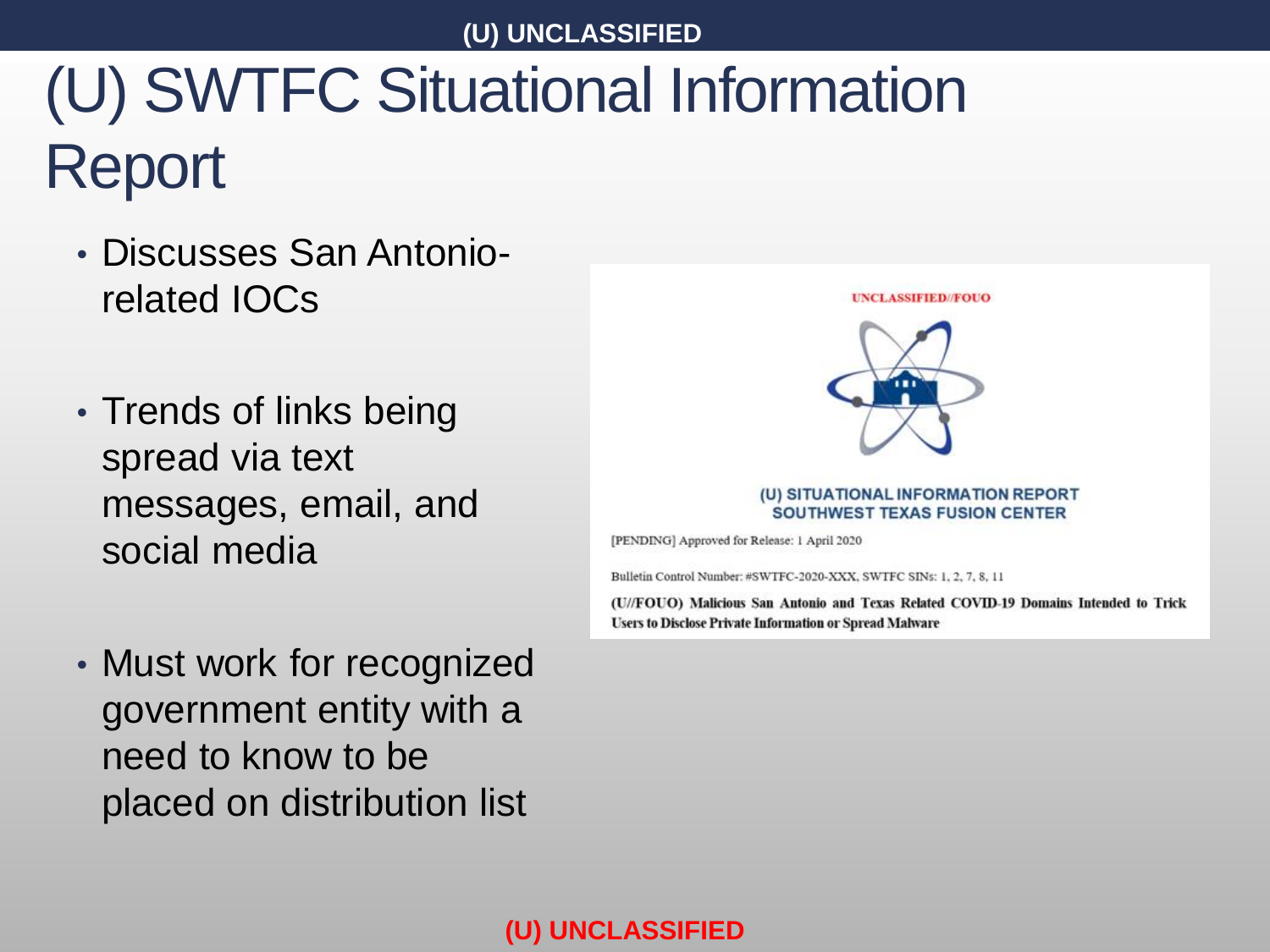# (U) SWTFC Situational Information Report

- Discusses San Antonio-related IOCs
- Trends of links being spread via text messages, email, and social media
- Must work for recognized government entity with a need to know to be placed on distribution list

UNCLASSIFIED//FOUO

(U) SITUATIONAL INFORMATION REPORT
SOUTHWEST TEXAS FUSION CENTER

[PENDING] Approved for Release: 1 April 2020

Bulletin Control Number: #SWTFC-2020-XXX, SWTFC SINs: 1, 2, 7, 8, 11

**(U//FOUO) Malicious San Antonio and Texas Related COVID-19 Domains Intended to Trick Users to Disclose Private Information or Spread Malware**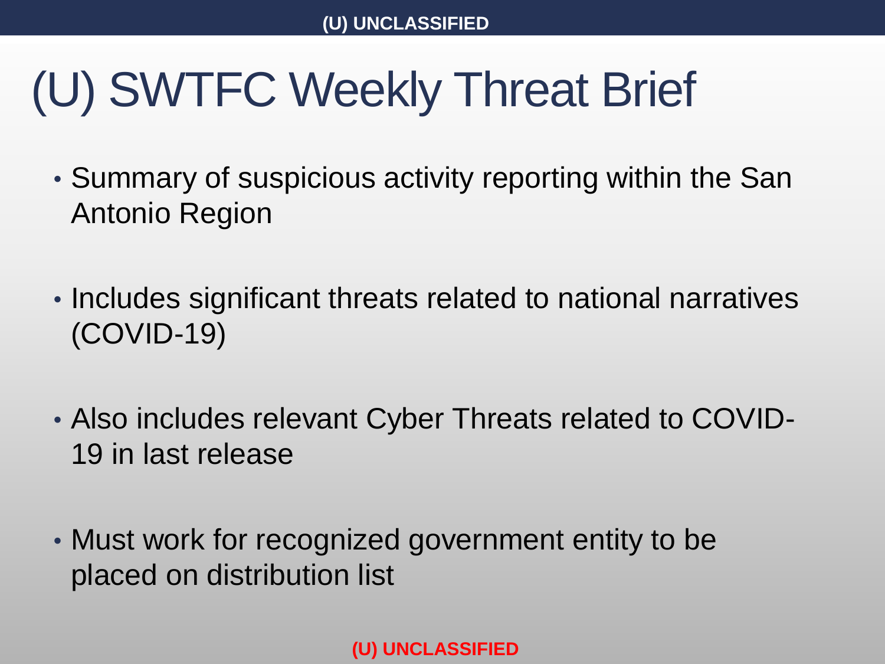# (U) SWTFC Weekly Threat Brief

- Summary of suspicious activity reporting within the San Antonio Region
- Includes significant threats related to national narratives (COVID-19)
- Also includes relevant Cyber Threats related to COVID-19 in last release
- Must work for recognized government entity to be placed on distribution list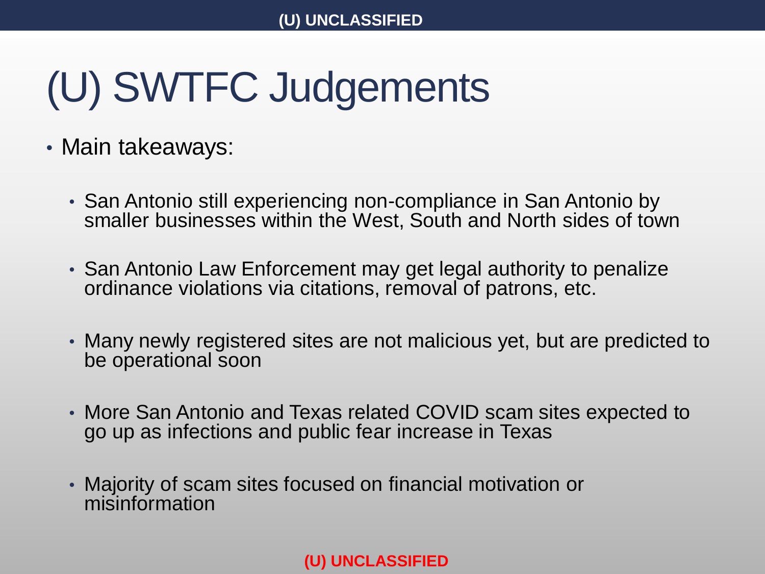(U) UNCLASSIFIED

# (U) SWTFC Judgements

- Main takeaways:
  - San Antonio still experiencing non-compliance in San Antonio by smaller businesses within the West, South and North sides of town
  - San Antonio Law Enforcement may get legal authority to penalize ordinance violations via citations, removal of patrons, etc.
  - Many newly registered sites are not malicious yet, but are predicted to be operational soon
  - More San Antonio and Texas related COVID scam sites expected to go up as infections and public fear increase in Texas
  - Majority of scam sites focused on financial motivation or misinformation

(U) UNCLASSIFIED